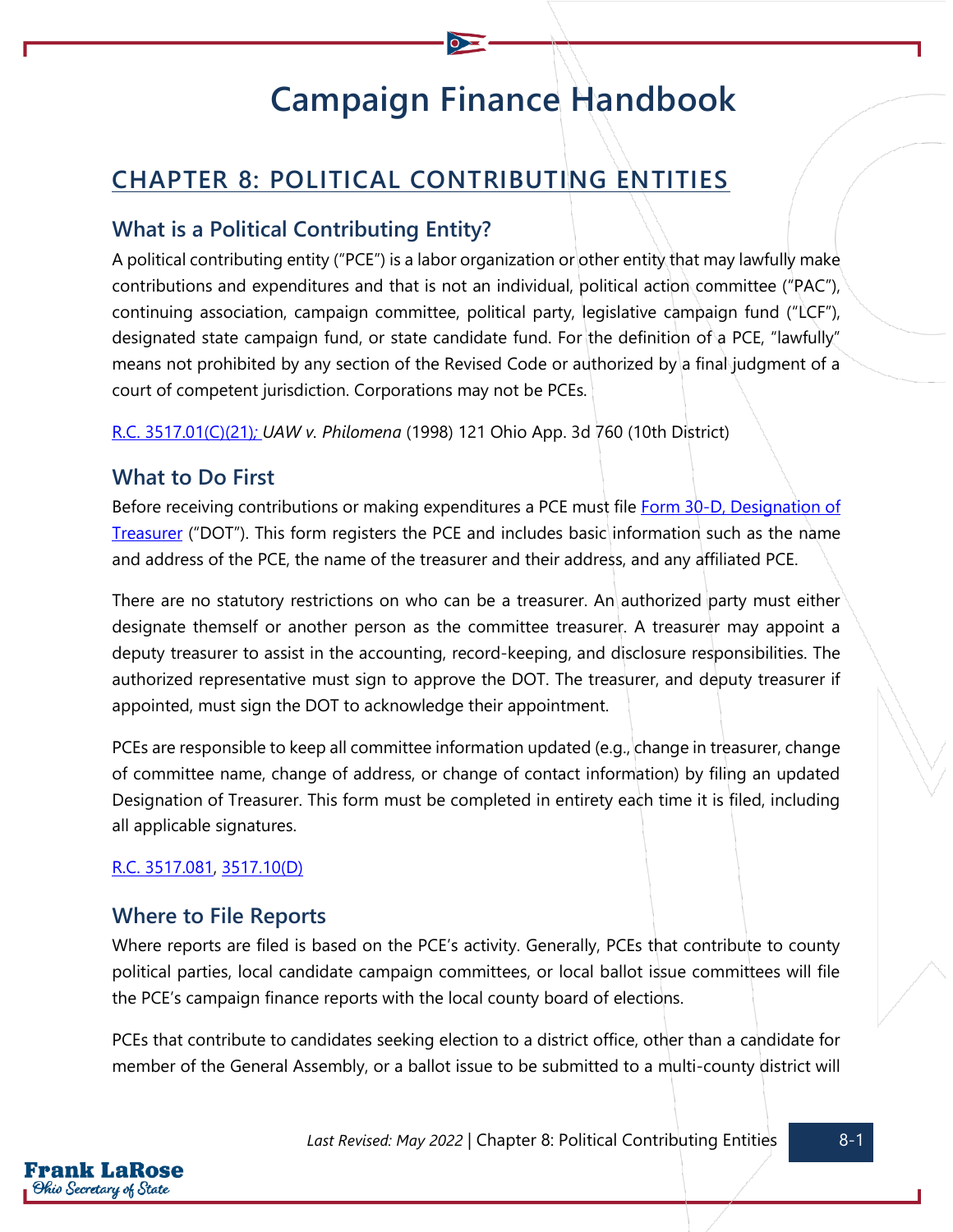# Campaign Finance Handbook

## CHAPTER 8: POLITICAL CONTRIBUTING ENTITIES

### What is a Political Contributing Entity?

A political contributing entity ("PCE") is a labor organization or other entity that may lawfully make contributions and expenditures and that is not an individual, political action committee ("PAC"), continuing association, campaign committee, political party, legislative campaign fund ("LCF"), designated state campaign fund, or state candidate fund. For the definition of a PCE, "lawfully" means not prohibited by any section of the Revised Code or authorized by a final judgment of a court of competent jurisdiction. Corporations may not be PCEs.

R.C. 3517.01(C)(21); *UAW v. Philomena* (1998) 121 Ohio App. 3d 760 (10th District)

### What to Do First

Before receiving contributions or making expenditures a PCE must file Form 30-D, Designation of Treasurer ("DOT"). This form registers the PCE and includes basic information such as the name and address of the PCE, the name of the treasurer and their address, and any affiliated PCE.

There are no statutory restrictions on who can be a treasurer. An authorized party must either designate themself or another person as the committee treasurer. A treasurer may appoint a deputy treasurer to assist in the accounting, record-keeping, and disclosure responsibilities. The authorized representative must sign to approve the DOT. The treasurer, and deputy treasurer if appointed, must sign the DOT to acknowledge their appointment.

PCEs are responsible to keep all committee information updated (e.g., change in treasurer, change of committee name, change of address, or change of contact information) by filing an updated Designation of Treasurer. This form must be completed in entirety each time it is filed, including all applicable signatures.

R.C. 3517.081, 3517.10(D)

### Where to File Reports

Where reports are filed is based on the PCE's activity. Generally, PCEs that contribute to county political parties, local candidate campaign committees, or local ballot issue committees will file the PCE's campaign finance reports with the local county board of elections.

PCEs that contribute to candidates seeking election to a district office, other than a candidate for member of the General Assembly, or a ballot issue to be submitted to a multi-county district will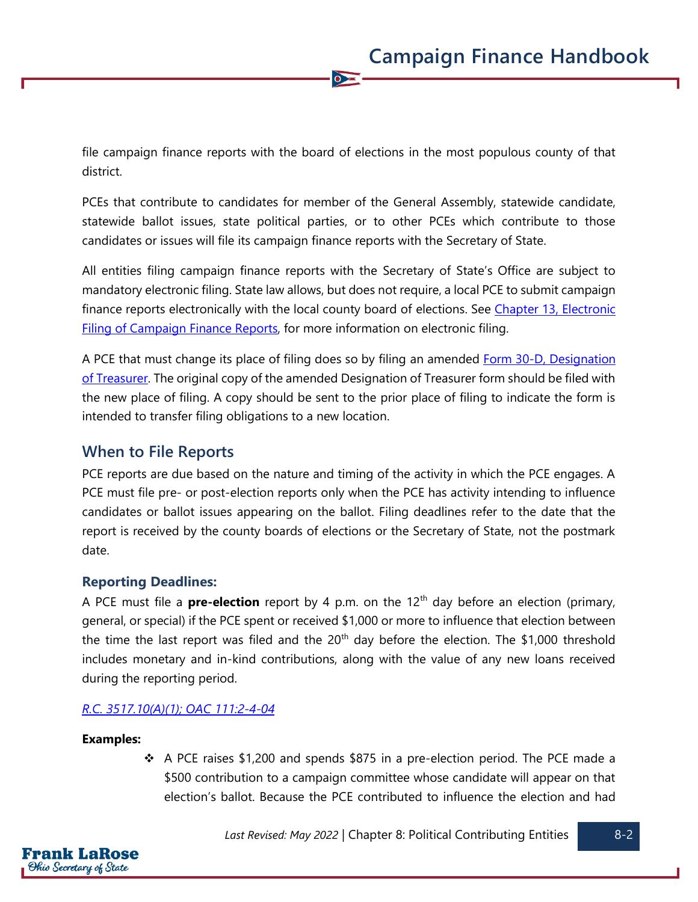file campaign finance reports with the board of elections in the most populous county of that district.

PCEs that contribute to candidates for member of the General Assembly, statewide candidate, statewide ballot issues, state political parties, or to other PCEs which contribute to those candidates or issues will file its campaign finance reports with the Secretary of State.

All entities filing campaign finance reports with the Secretary of State's Office are subject to mandatory electronic filing. State law allows, but does not require, a local PCE to submit campaign finance reports electronically with the local county board of elections. See [Chapter 13, Electronic Filing of Campaign Finance Reports](), for more information on electronic filing.

A PCE that must change its place of filing does so by filing an amended [Form 30-D, Designation of Treasurer](). The original copy of the amended Designation of Treasurer form should be filed with the new place of filing. A copy should be sent to the prior place of filing to indicate the form is intended to transfer filing obligations to a new location.

## When to File Reports

PCE reports are due based on the nature and timing of the activity in which the PCE engages. A PCE must file pre- or post-election reports only when the PCE has activity intending to influence candidates or ballot issues appearing on the ballot. Filing deadlines refer to the date that the report is received by the county boards of elections or the Secretary of State, not the postmark date.

### Reporting Deadlines:

A PCE must file a **pre-election** report by 4 p.m. on the 12th day before an election (primary, general, or special) if the PCE spent or received $1,000 or more to influence that election between the time the last report was filed and the 20th day before the election. The $1,000 threshold includes monetary and in-kind contributions, along with the value of any new loans received during the reporting period.

*[R.C. 3517.10(A)(1); OAC 111:2-4-04]()*

**Examples:**

- A PCE raises $1,200 and spends $875 in a pre-election period. The PCE made a $500 contribution to a campaign committee whose candidate will appear on that election's ballot. Because the PCE contributed to influence the election and had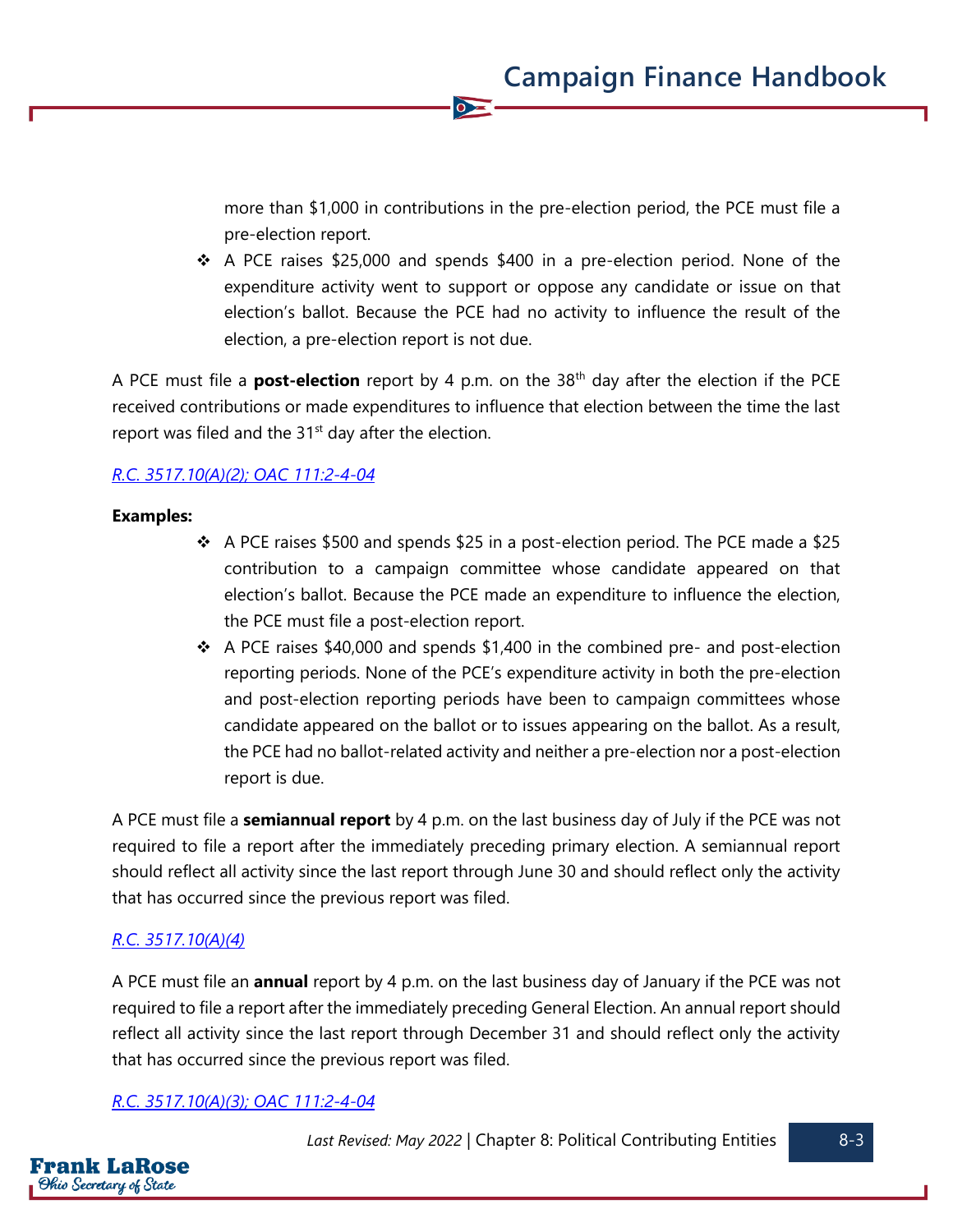more than $1,000 in contributions in the pre-election period, the PCE must file a pre-election report.

- A PCE raises $25,000 and spends $400 in a pre-election period. None of the expenditure activity went to support or oppose any candidate or issue on that election's ballot. Because the PCE had no activity to influence the result of the election, a pre-election report is not due.

A PCE must file a **post-election** report by 4 p.m. on the 38th day after the election if the PCE received contributions or made expenditures to influence that election between the time the last report was filed and the 31st day after the election.

*R.C. 3517.10(A)(2); OAC 111:2-4-04*

**Examples:**

- A PCE raises $500 and spends $25 in a post-election period. The PCE made a $25 contribution to a campaign committee whose candidate appeared on that election's ballot. Because the PCE made an expenditure to influence the election, the PCE must file a post-election report.
- A PCE raises $40,000 and spends $1,400 in the combined pre- and post-election reporting periods. None of the PCE's expenditure activity in both the pre-election and post-election reporting periods have been to campaign committees whose candidate appeared on the ballot or to issues appearing on the ballot. As a result, the PCE had no ballot-related activity and neither a pre-election nor a post-election report is due.

A PCE must file a **semiannual report** by 4 p.m. on the last business day of July if the PCE was not required to file a report after the immediately preceding primary election. A semiannual report should reflect all activity since the last report through June 30 and should reflect only the activity that has occurred since the previous report was filed.

*R.C. 3517.10(A)(4)*

A PCE must file an **annual** report by 4 p.m. on the last business day of January if the PCE was not required to file a report after the immediately preceding General Election. An annual report should reflect all activity since the last report through December 31 and should reflect only the activity that has occurred since the previous report was filed.

*R.C. 3517.10(A)(3); OAC 111:2-4-04*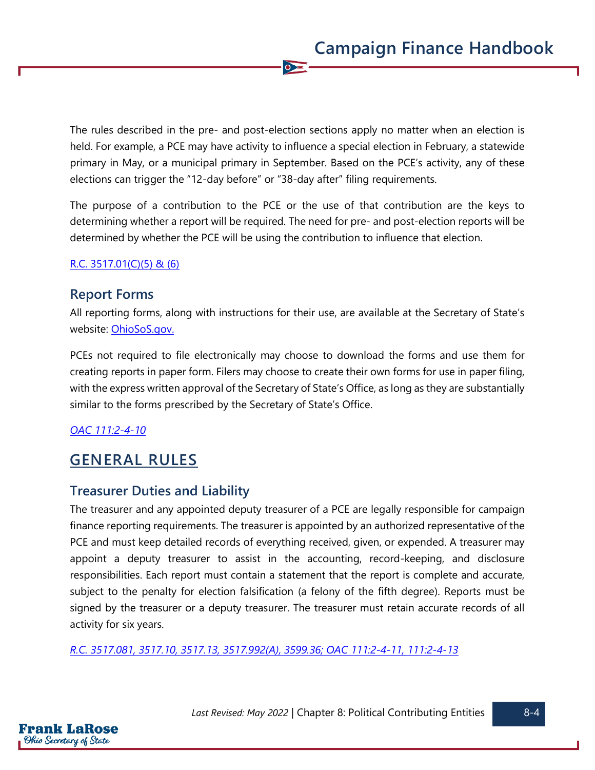The rules described in the pre- and post-election sections apply no matter when an election is held. For example, a PCE may have activity to influence a special election in February, a statewide primary in May, or a municipal primary in September. Based on the PCE's activity, any of these elections can trigger the "12-day before" or "38-day after" filing requirements.

The purpose of a contribution to the PCE or the use of that contribution are the keys to determining whether a report will be required. The need for pre- and post-election reports will be determined by whether the PCE will be using the contribution to influence that election.

R.C. 3517.01(C)(5) & (6)

### Report Forms

All reporting forms, along with instructions for their use, are available at the Secretary of State's website: OhioSoS.gov.

PCEs not required to file electronically may choose to download the forms and use them for creating reports in paper form. Filers may choose to create their own forms for use in paper filing, with the express written approval of the Secretary of State's Office, as long as they are substantially similar to the forms prescribed by the Secretary of State's Office.

*OAC 111:2-4-10*

## GENERAL RULES

### Treasurer Duties and Liability

The treasurer and any appointed deputy treasurer of a PCE are legally responsible for campaign finance reporting requirements. The treasurer is appointed by an authorized representative of the PCE and must keep detailed records of everything received, given, or expended. A treasurer may appoint a deputy treasurer to assist in the accounting, record-keeping, and disclosure responsibilities. Each report must contain a statement that the report is complete and accurate, subject to the penalty for election falsification (a felony of the fifth degree). Reports must be signed by the treasurer or a deputy treasurer. The treasurer must retain accurate records of all activity for six years.

*R.C. 3517.081, 3517.10, 3517.13, 3517.992(A), 3599.36; OAC 111:2-4-11, 111:2-4-13*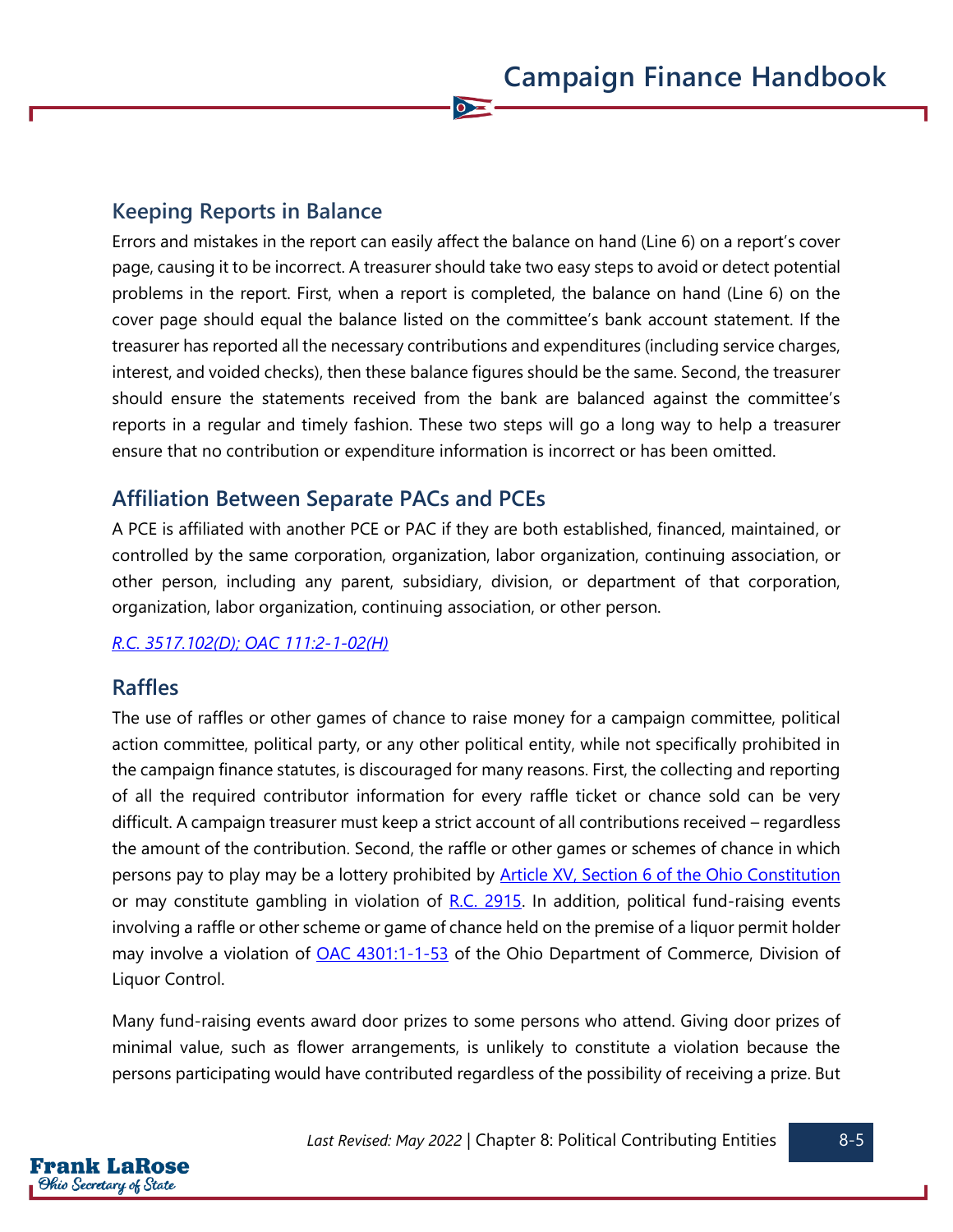## Keeping Reports in Balance

Errors and mistakes in the report can easily affect the balance on hand (Line 6) on a report's cover page, causing it to be incorrect. A treasurer should take two easy steps to avoid or detect potential problems in the report. First, when a report is completed, the balance on hand (Line 6) on the cover page should equal the balance listed on the committee's bank account statement. If the treasurer has reported all the necessary contributions and expenditures (including service charges, interest, and voided checks), then these balance figures should be the same. Second, the treasurer should ensure the statements received from the bank are balanced against the committee's reports in a regular and timely fashion. These two steps will go a long way to help a treasurer ensure that no contribution or expenditure information is incorrect or has been omitted.

## Affiliation Between Separate PACs and PCEs

A PCE is affiliated with another PCE or PAC if they are both established, financed, maintained, or controlled by the same corporation, organization, labor organization, continuing association, or other person, including any parent, subsidiary, division, or department of that corporation, organization, labor organization, continuing association, or other person.

*R.C. 3517.102(D); OAC 111:2-1-02(H)*

## Raffles

The use of raffles or other games of chance to raise money for a campaign committee, political action committee, political party, or any other political entity, while not specifically prohibited in the campaign finance statutes, is discouraged for many reasons. First, the collecting and reporting of all the required contributor information for every raffle ticket or chance sold can be very difficult. A campaign treasurer must keep a strict account of all contributions received – regardless the amount of the contribution. Second, the raffle or other games or schemes of chance in which persons pay to play may be a lottery prohibited by Article XV, Section 6 of the Ohio Constitution or may constitute gambling in violation of R.C. 2915. In addition, political fund-raising events involving a raffle or other scheme or game of chance held on the premise of a liquor permit holder may involve a violation of OAC 4301:1-1-53 of the Ohio Department of Commerce, Division of Liquor Control.

Many fund-raising events award door prizes to some persons who attend. Giving door prizes of minimal value, such as flower arrangements, is unlikely to constitute a violation because the persons participating would have contributed regardless of the possibility of receiving a prize. But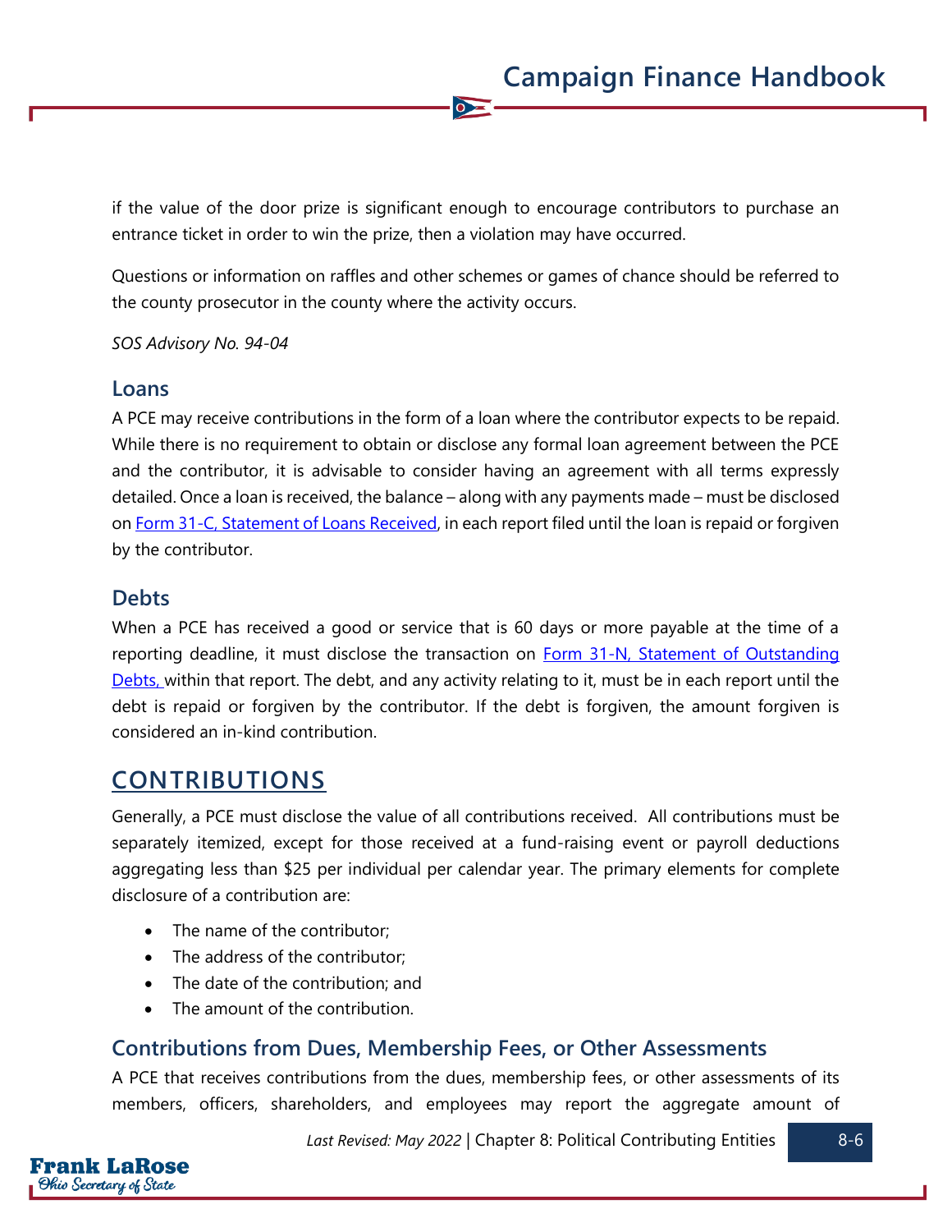if the value of the door prize is significant enough to encourage contributors to purchase an entrance ticket in order to win the prize, then a violation may have occurred.

Questions or information on raffles and other schemes or games of chance should be referred to the county prosecutor in the county where the activity occurs.

*SOS Advisory No. 94-04*

### Loans

A PCE may receive contributions in the form of a loan where the contributor expects to be repaid. While there is no requirement to obtain or disclose any formal loan agreement between the PCE and the contributor, it is advisable to consider having an agreement with all terms expressly detailed. Once a loan is received, the balance – along with any payments made – must be disclosed on Form 31-C, Statement of Loans Received, in each report filed until the loan is repaid or forgiven by the contributor.

### Debts

When a PCE has received a good or service that is 60 days or more payable at the time of a reporting deadline, it must disclose the transaction on Form 31-N, Statement of Outstanding Debts, within that report. The debt, and any activity relating to it, must be in each report until the debt is repaid or forgiven by the contributor. If the debt is forgiven, the amount forgiven is considered an in-kind contribution.

## CONTRIBUTIONS

Generally, a PCE must disclose the value of all contributions received. All contributions must be separately itemized, except for those received at a fund-raising event or payroll deductions aggregating less than $25 per individual per calendar year. The primary elements for complete disclosure of a contribution are:

- The name of the contributor;
- The address of the contributor;
- The date of the contribution; and
- The amount of the contribution.

### Contributions from Dues, Membership Fees, or Other Assessments

A PCE that receives contributions from the dues, membership fees, or other assessments of its members, officers, shareholders, and employees may report the aggregate amount of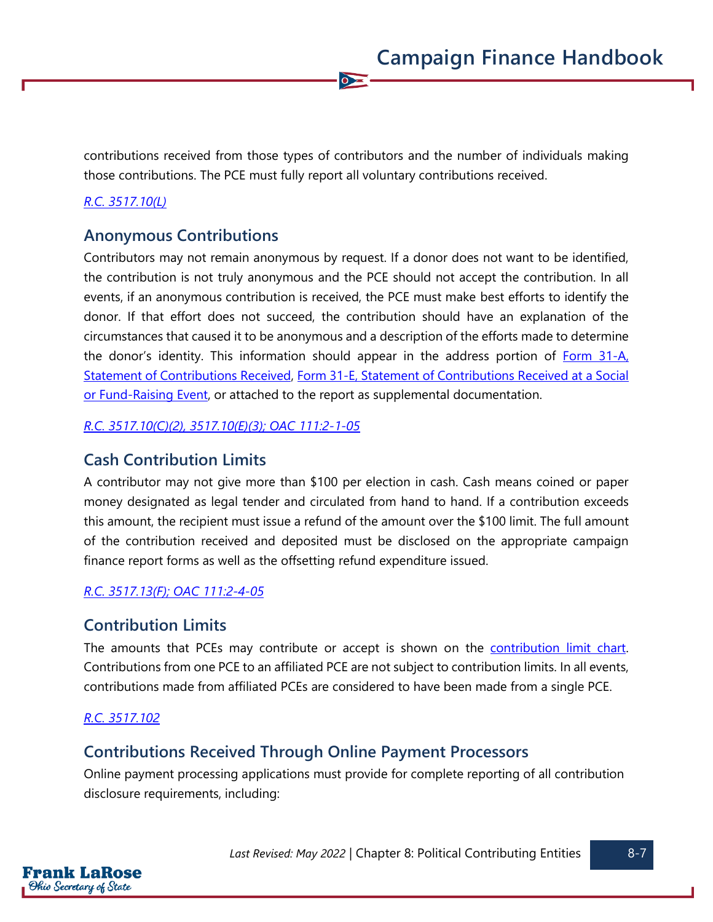contributions received from those types of contributors and the number of individuals making those contributions. The PCE must fully report all voluntary contributions received.

*R.C. 3517.10(L)*

## Anonymous Contributions

Contributors may not remain anonymous by request. If a donor does not want to be identified, the contribution is not truly anonymous and the PCE should not accept the contribution. In all events, if an anonymous contribution is received, the PCE must make best efforts to identify the donor. If that effort does not succeed, the contribution should have an explanation of the circumstances that caused it to be anonymous and a description of the efforts made to determine the donor's identity. This information should appear in the address portion of Form 31-A, Statement of Contributions Received, Form 31-E, Statement of Contributions Received at a Social or Fund-Raising Event, or attached to the report as supplemental documentation.

*R.C. 3517.10(C)(2), 3517.10(E)(3); OAC 111:2-1-05*

## Cash Contribution Limits

A contributor may not give more than $100 per election in cash. Cash means coined or paper money designated as legal tender and circulated from hand to hand. If a contribution exceeds this amount, the recipient must issue a refund of the amount over the $100 limit. The full amount of the contribution received and deposited must be disclosed on the appropriate campaign finance report forms as well as the offsetting refund expenditure issued.

*R.C. 3517.13(F); OAC 111:2-4-05*

## Contribution Limits

The amounts that PCEs may contribute or accept is shown on the contribution limit chart. Contributions from one PCE to an affiliated PCE are not subject to contribution limits. In all events, contributions made from affiliated PCEs are considered to have been made from a single PCE.

*R.C. 3517.102*

## Contributions Received Through Online Payment Processors

Online payment processing applications must provide for complete reporting of all contribution disclosure requirements, including: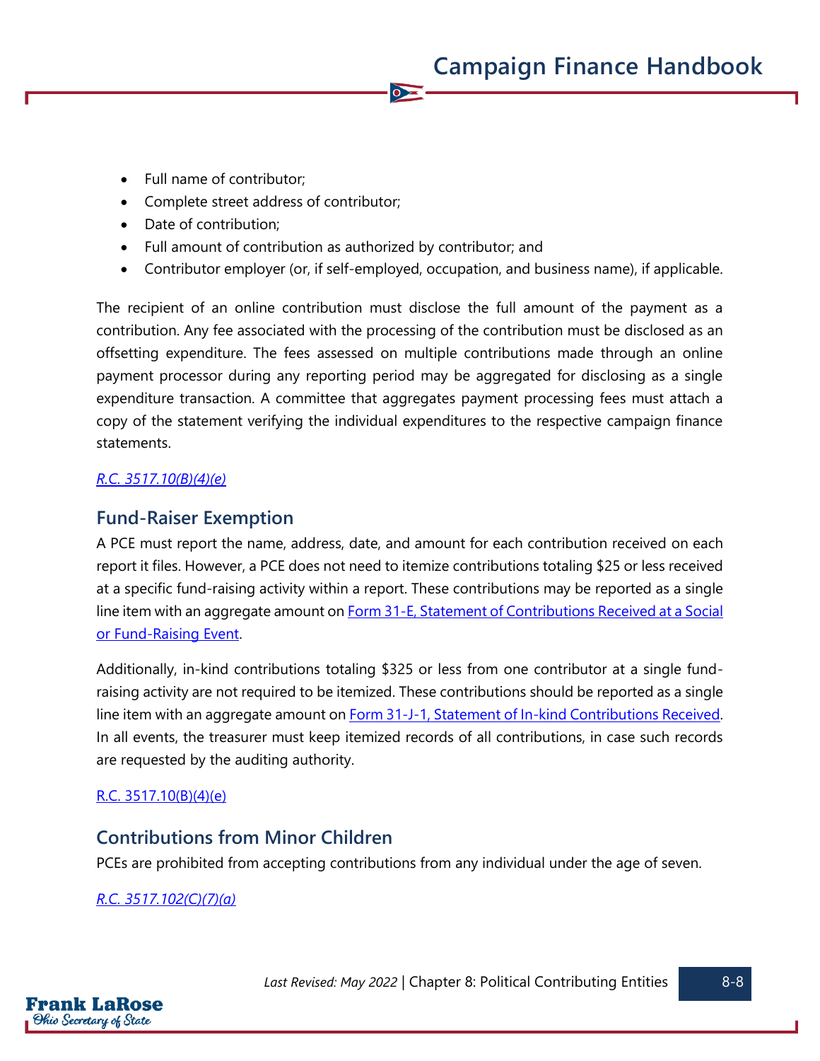- Full name of contributor;
- Complete street address of contributor;
- Date of contribution;
- Full amount of contribution as authorized by contributor; and
- Contributor employer (or, if self-employed, occupation, and business name), if applicable.

The recipient of an online contribution must disclose the full amount of the payment as a contribution. Any fee associated with the processing of the contribution must be disclosed as an offsetting expenditure. The fees assessed on multiple contributions made through an online payment processor during any reporting period may be aggregated for disclosing as a single expenditure transaction. A committee that aggregates payment processing fees must attach a copy of the statement verifying the individual expenditures to the respective campaign finance statements.

*R.C. 3517.10(B)(4)(e)*

## Fund-Raiser Exemption

A PCE must report the name, address, date, and amount for each contribution received on each report it files. However, a PCE does not need to itemize contributions totaling $25 or less received at a specific fund-raising activity within a report. These contributions may be reported as a single line item with an aggregate amount on Form 31-E, Statement of Contributions Received at a Social or Fund-Raising Event.

Additionally, in-kind contributions totaling $325 or less from one contributor at a single fund-raising activity are not required to be itemized. These contributions should be reported as a single line item with an aggregate amount on Form 31-J-1, Statement of In-kind Contributions Received. In all events, the treasurer must keep itemized records of all contributions, in case such records are requested by the auditing authority.

R.C. 3517.10(B)(4)(e)

## Contributions from Minor Children

PCEs are prohibited from accepting contributions from any individual under the age of seven.

*R.C. 3517.102(C)(7)(a)*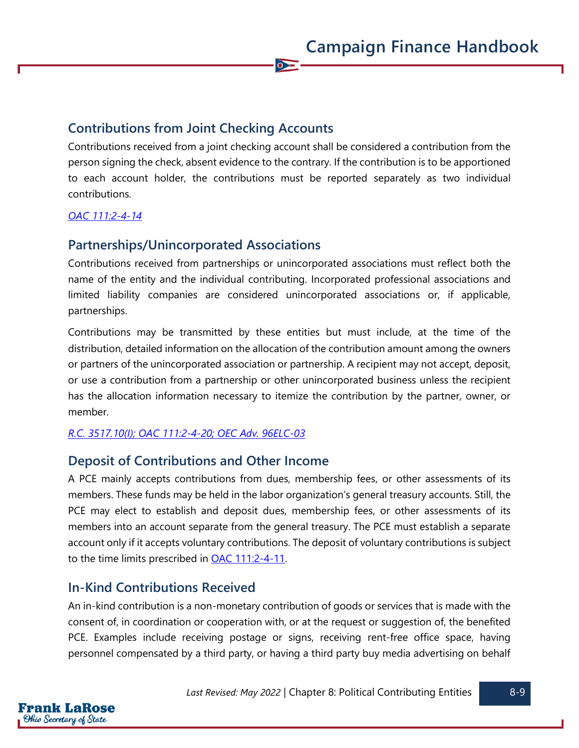## Contributions from Joint Checking Accounts

Contributions received from a joint checking account shall be considered a contribution from the person signing the check, absent evidence to the contrary. If the contribution is to be apportioned to each account holder, the contributions must be reported separately as two individual contributions.

*OAC 111:2-4-14*

## Partnerships/Unincorporated Associations

Contributions received from partnerships or unincorporated associations must reflect both the name of the entity and the individual contributing. Incorporated professional associations and limited liability companies are considered unincorporated associations or, if applicable, partnerships.

Contributions may be transmitted by these entities but must include, at the time of the distribution, detailed information on the allocation of the contribution amount among the owners or partners of the unincorporated association or partnership. A recipient may not accept, deposit, or use a contribution from a partnership or other unincorporated business unless the recipient has the allocation information necessary to itemize the contribution by the partner, owner, or member.

*R.C. 3517.10(I); OAC 111:2-4-20; OEC Adv. 96ELC-03*

## Deposit of Contributions and Other Income

A PCE mainly accepts contributions from dues, membership fees, or other assessments of its members. These funds may be held in the labor organization's general treasury accounts. Still, the PCE may elect to establish and deposit dues, membership fees, or other assessments of its members into an account separate from the general treasury. The PCE must establish a separate account only if it accepts voluntary contributions. The deposit of voluntary contributions is subject to the time limits prescribed in OAC 111:2-4-11.

## In-Kind Contributions Received

An in-kind contribution is a non-monetary contribution of goods or services that is made with the consent of, in coordination or cooperation with, or at the request or suggestion of, the benefited PCE. Examples include receiving postage or signs, receiving rent-free office space, having personnel compensated by a third party, or having a third party buy media advertising on behalf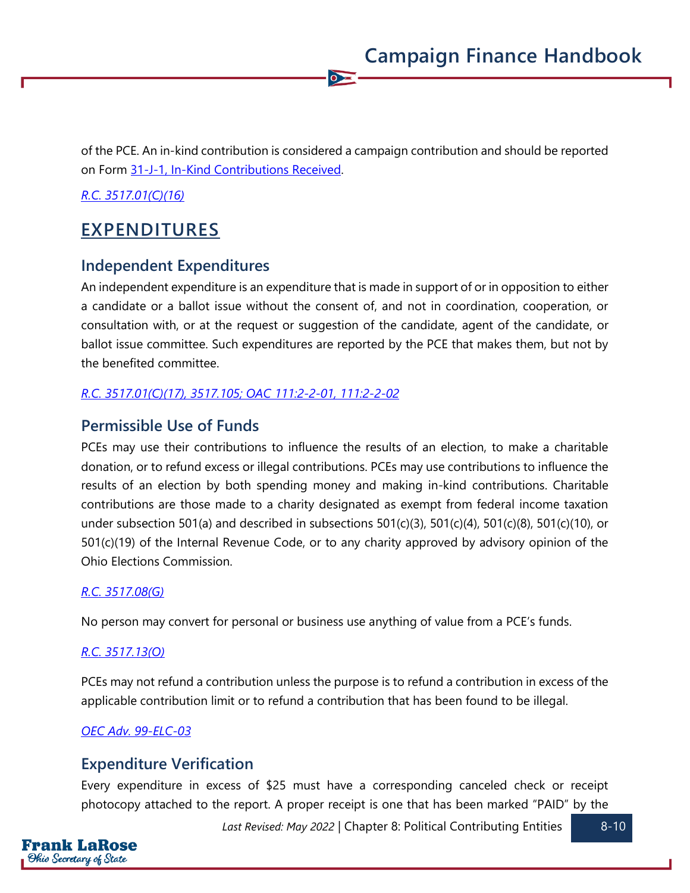of the PCE. An in-kind contribution is considered a campaign contribution and should be reported on Form [31-J-1, In-Kind Contributions Received](#).

*[R.C. 3517.01(C)(16)](#)*

## EXPENDITURES

### Independent Expenditures

An independent expenditure is an expenditure that is made in support of or in opposition to either a candidate or a ballot issue without the consent of, and not in coordination, cooperation, or consultation with, or at the request or suggestion of the candidate, agent of the candidate, or ballot issue committee. Such expenditures are reported by the PCE that makes them, but not by the benefited committee.

*[R.C. 3517.01(C)(17), 3517.105; OAC 111:2-2-01, 111:2-2-02](#)*

### Permissible Use of Funds

PCEs may use their contributions to influence the results of an election, to make a charitable donation, or to refund excess or illegal contributions. PCEs may use contributions to influence the results of an election by both spending money and making in-kind contributions. Charitable contributions are those made to a charity designated as exempt from federal income taxation under subsection 501(a) and described in subsections 501(c)(3), 501(c)(4), 501(c)(8), 501(c)(10), or 501(c)(19) of the Internal Revenue Code, or to any charity approved by advisory opinion of the Ohio Elections Commission.

*[R.C. 3517.08(G)](#)*

No person may convert for personal or business use anything of value from a PCE's funds.

*[R.C. 3517.13(O)](#)*

PCEs may not refund a contribution unless the purpose is to refund a contribution in excess of the applicable contribution limit or to refund a contribution that has been found to be illegal.

*[OEC Adv. 99-ELC-03](#)*

### Expenditure Verification

Every expenditure in excess of $25 must have a corresponding canceled check or receipt photocopy attached to the report. A proper receipt is one that has been marked "PAID" by the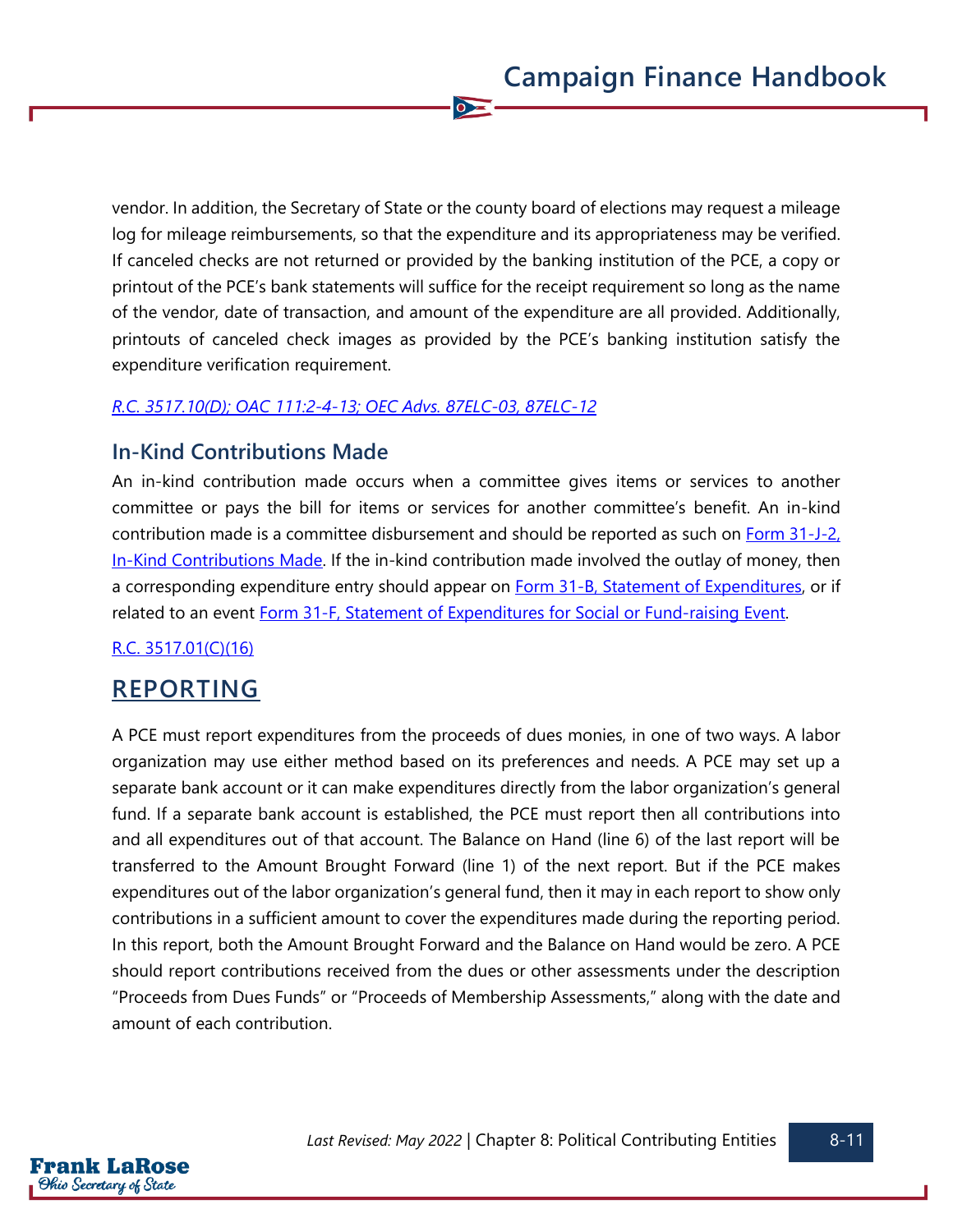vendor. In addition, the Secretary of State or the county board of elections may request a mileage log for mileage reimbursements, so that the expenditure and its appropriateness may be verified. If canceled checks are not returned or provided by the banking institution of the PCE, a copy or printout of the PCE's bank statements will suffice for the receipt requirement so long as the name of the vendor, date of transaction, and amount of the expenditure are all provided. Additionally, printouts of canceled check images as provided by the PCE's banking institution satisfy the expenditure verification requirement.

*R.C. 3517.10(D); OAC 111:2-4-13; OEC Advs. 87ELC-03, 87ELC-12*

### In-Kind Contributions Made

An in-kind contribution made occurs when a committee gives items or services to another committee or pays the bill for items or services for another committee's benefit. An in-kind contribution made is a committee disbursement and should be reported as such on Form 31-J-2, In-Kind Contributions Made. If the in-kind contribution made involved the outlay of money, then a corresponding expenditure entry should appear on Form 31-B, Statement of Expenditures, or if related to an event Form 31-F, Statement of Expenditures for Social or Fund-raising Event.

R.C. 3517.01(C)(16)

## REPORTING

A PCE must report expenditures from the proceeds of dues monies, in one of two ways. A labor organization may use either method based on its preferences and needs. A PCE may set up a separate bank account or it can make expenditures directly from the labor organization's general fund. If a separate bank account is established, the PCE must report then all contributions into and all expenditures out of that account. The Balance on Hand (line 6) of the last report will be transferred to the Amount Brought Forward (line 1) of the next report. But if the PCE makes expenditures out of the labor organization's general fund, then it may in each report to show only contributions in a sufficient amount to cover the expenditures made during the reporting period. In this report, both the Amount Brought Forward and the Balance on Hand would be zero. A PCE should report contributions received from the dues or other assessments under the description "Proceeds from Dues Funds" or "Proceeds of Membership Assessments," along with the date and amount of each contribution.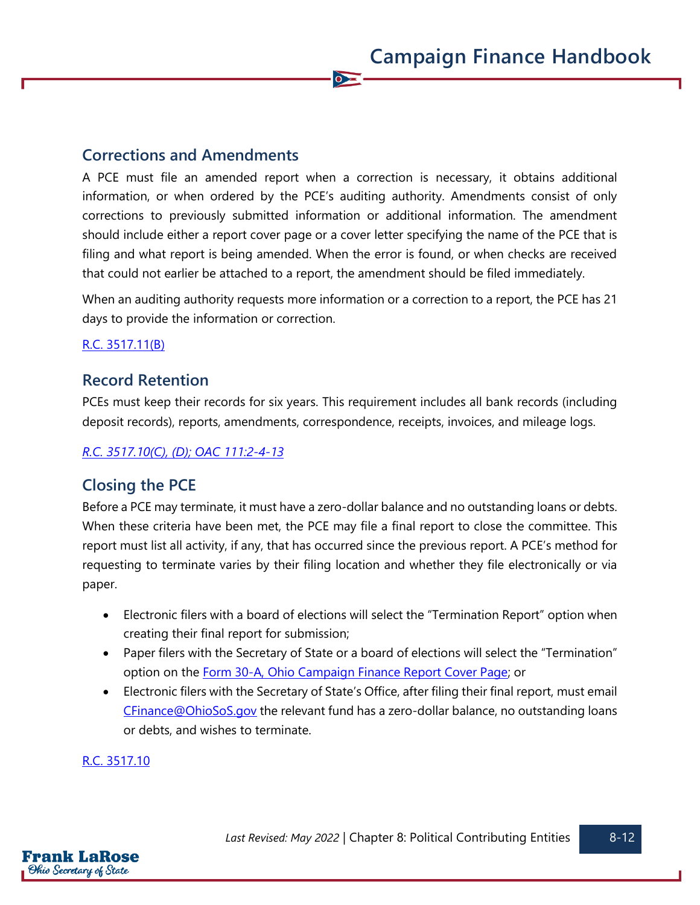## Corrections and Amendments

A PCE must file an amended report when a correction is necessary, it obtains additional information, or when ordered by the PCE's auditing authority. Amendments consist of only corrections to previously submitted information or additional information. The amendment should include either a report cover page or a cover letter specifying the name of the PCE that is filing and what report is being amended. When the error is found, or when checks are received that could not earlier be attached to a report, the amendment should be filed immediately.

When an auditing authority requests more information or a correction to a report, the PCE has 21 days to provide the information or correction.

R.C. 3517.11(B)

## Record Retention

PCEs must keep their records for six years. This requirement includes all bank records (including deposit records), reports, amendments, correspondence, receipts, invoices, and mileage logs.

*R.C. 3517.10(C), (D); OAC 111:2-4-13*

## Closing the PCE

Before a PCE may terminate, it must have a zero-dollar balance and no outstanding loans or debts. When these criteria have been met, the PCE may file a final report to close the committee. This report must list all activity, if any, that has occurred since the previous report. A PCE's method for requesting to terminate varies by their filing location and whether they file electronically or via paper.

- Electronic filers with a board of elections will select the "Termination Report" option when creating their final report for submission;
- Paper filers with the Secretary of State or a board of elections will select the "Termination" option on the Form 30-A, Ohio Campaign Finance Report Cover Page; or
- Electronic filers with the Secretary of State's Office, after filing their final report, must email CFinance@OhioSoS.gov the relevant fund has a zero-dollar balance, no outstanding loans or debts, and wishes to terminate.

R.C. 3517.10